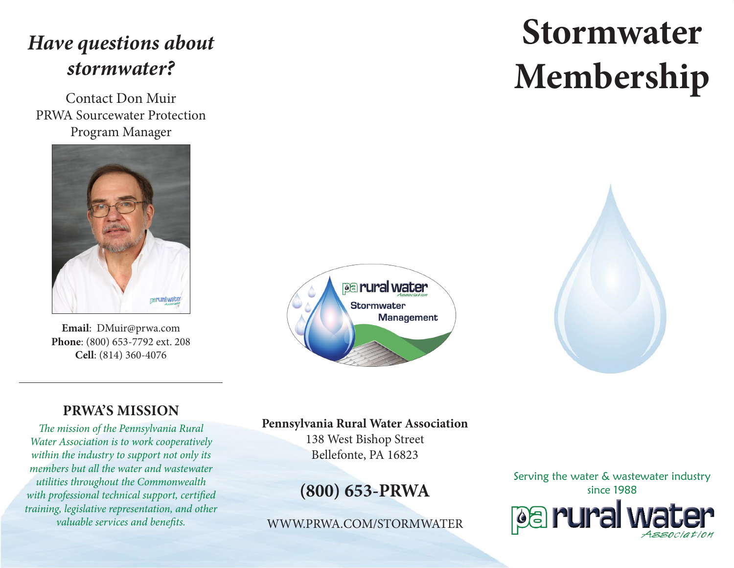# Stormwater Membership

## *Have questions about stormwater?*

Contact Don Muir
PRWA Sourcewater Protection
Program Manager

**Email**: DMuir@prwa.com
**Phone**: (800) 653-7792 ext. 208
**Cell**: (814) 360-4076

---

## PRWA'S MISSION

*The mission of the Pennsylvania Rural Water Association is to work cooperatively within the industry to support not only its members but all the water and wastewater utilities throughout the Commonwealth with professional technical support, certified training, legislative representation, and other valuable services and benefits.*

pa rural water Association
Stormwater Management

**Pennsylvania Rural Water Association**
138 West Bishop Street
Bellefonte, PA 16823

## (800) 653-PRWA

WWW.PRWA.COM/STORMWATER

Serving the water & wastewater industry since 1988

pa rural water Association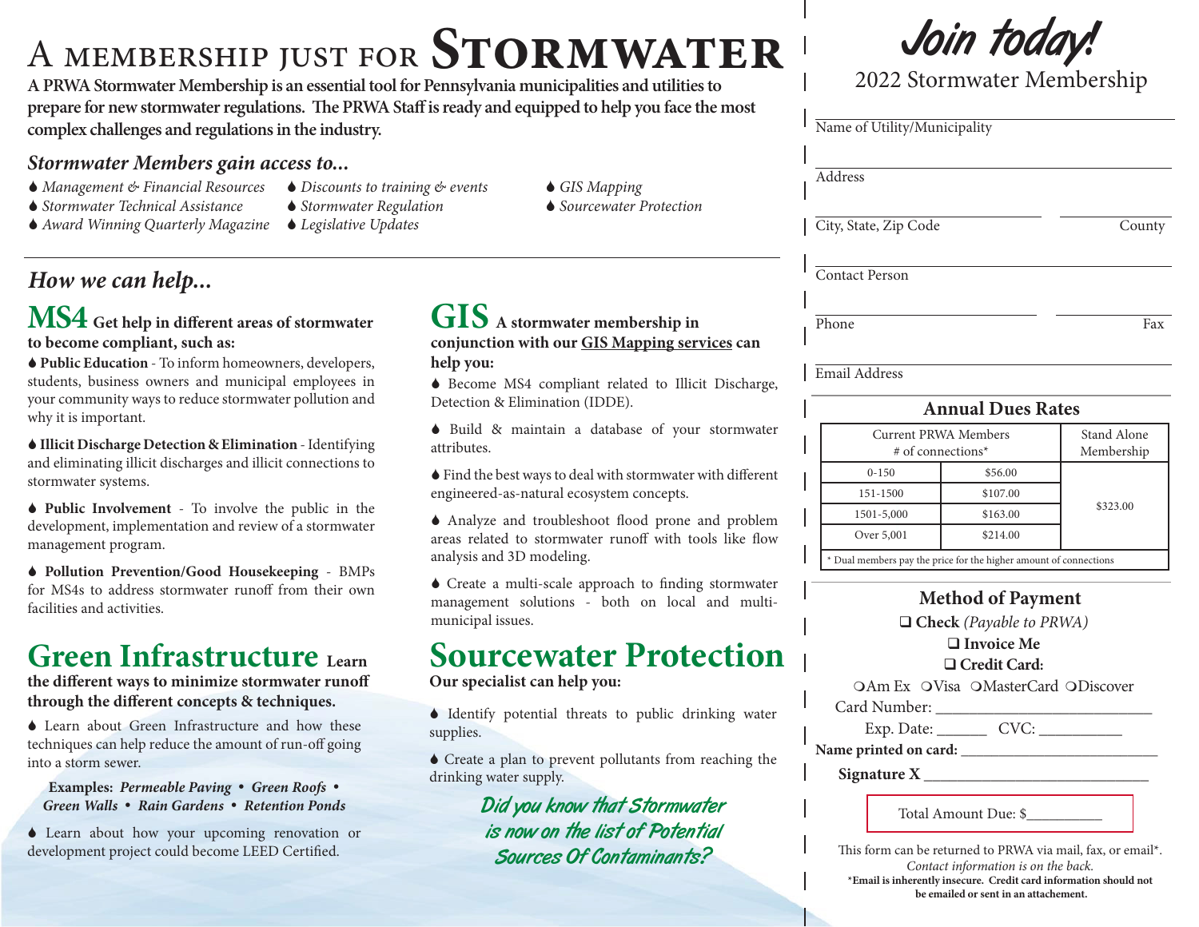# A membership just for Stormwater

**A PRWA Stormwater Membership is an essential tool for Pennsylvania municipalities and utilities to prepare for new stormwater regulations. The PRWA Staff is ready and equipped to help you face the most complex challenges and regulations in the industry.**

## *Stormwater Members gain access to...*

- *Management & Financial Resources*
- *Stormwater Technical Assistance*
- *Award Winning Quarterly Magazine*
- *Discounts to training & events*
- *Stormwater Regulation*
- *Legislative Updates*
- *GIS Mapping*
- *Sourcewater Protection*

## *How we can help...*

### MS4 Get help in different areas of stormwater to become compliant, such as:

- **Public Education** - To inform homeowners, developers, students, business owners and municipal employees in your community ways to reduce stormwater pollution and why it is important.
- **Illicit Discharge Detection & Elimination** - Identifying and eliminating illicit discharges and illicit connections to stormwater systems.
- **Public Involvement** - To involve the public in the development, implementation and review of a stormwater management program.
- **Pollution Prevention/Good Housekeeping** - BMPs for MS4s to address stormwater runoff from their own facilities and activities.

### Green Infrastructure Learn the different ways to minimize stormwater runoff through the different concepts & techniques.

- Learn about Green Infrastructure and how these techniques can help reduce the amount of run-off going into a storm sewer.

**Examples:** ***Permeable Paving • Green Roofs • Green Walls • Rain Gardens • Retention Ponds***

- Learn about how your upcoming renovation or development project could become LEED Certified.

### GIS A stormwater membership in conjunction with our GIS Mapping services can help you:

- Become MS4 compliant related to Illicit Discharge, Detection & Elimination (IDDE).
- Build & maintain a database of your stormwater attributes.
- Find the best ways to deal with stormwater with different engineered-as-natural ecosystem concepts.
- Analyze and troubleshoot flood prone and problem areas related to stormwater runoff with tools like flow analysis and 3D modeling.
- Create a multi-scale approach to finding stormwater management solutions - both on local and multi-municipal issues.

### Sourcewater Protection

**Our specialist can help you:**

- Identify potential threats to public drinking water supplies.
- Create a plan to prevent pollutants from reaching the drinking water supply.

*Did you know that Stormwater is now on the list of Potential Sources Of Contaminants?*

# Join today!

## 2022 Stormwater Membership

Name of Utility/Municipality

Address

City, State, Zip Code ______ County ______

Contact Person

Phone ______ Fax ______

Email Address

### Annual Dues Rates

| Current PRWA Members # of connections* | | Stand Alone Membership |
|---|---|---|
| 0-150 | $56.00 | $323.00 |
| 151-1500 | $107.00 | |
| 1501-5,000 | $163.00 | |
| Over 5,001 | $214.00 | |

\* Dual members pay the price for the higher amount of connections

### Method of Payment

❑ **Check** *(Payable to PRWA)*

❑ **Invoice Me**

❑ **Credit Card:**

○Am Ex ○Visa ○MasterCard ○Discover

Card Number: ____________________________

Exp. Date: _______ CVC: ___________

**Name printed on card:** ___________________________

**Signature X** _______________________________

Total Amount Due: $__________

This form can be returned to PRWA via mail, fax, or email*.
*Contact information is on the back.*
**\*Email is inherently insecure. Credit card information should not be emailed or sent in an attachement.**